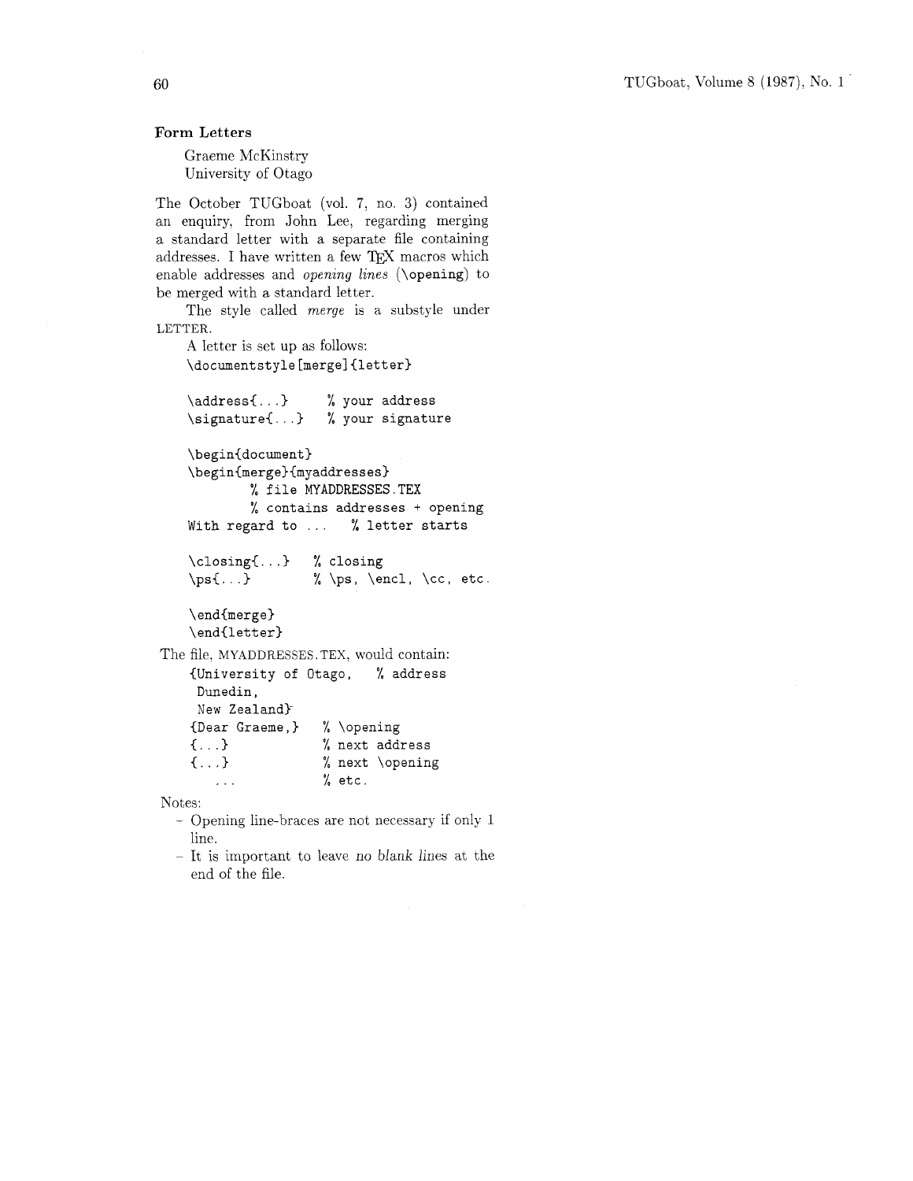## Form Letters

Graeme McKinstry
University of Otago

The October TUGboat (vol. 7, no. 3) contained an enquiry, from John Lee, regarding merging a standard letter with a separate file containing addresses. I have written a few TeX macros which enable addresses and *opening lines* (`\opening`) to be merged with a standard letter.

The style called *merge* is a substyle under LETTER.

A letter is set up as follows:

```
\documentstyle[merge]{letter}

\address{...}     % your address
\signature{...}   % your signature

\begin{document}
\begin{merge}{myaddresses}
        % file MYADDRESSES.TEX
        % contains addresses + opening
With regard to ...    % letter starts

\closing{...}   % closing
\ps{...}        % \ps, \encl, \cc, etc.

\end{merge}
\end{letter}
```

The file, MYADDRESSES.TEX, would contain:

```
{University of Otago,    % address
 Dunedin,
 New Zealand}
{Dear Graeme,}   % \opening
{...}            % next address
{...}            % next \opening
  ...            % etc.
```

Notes:

- Opening line-braces are not necessary if only 1 line.
- It is important to leave *no blank lines* at the end of the file.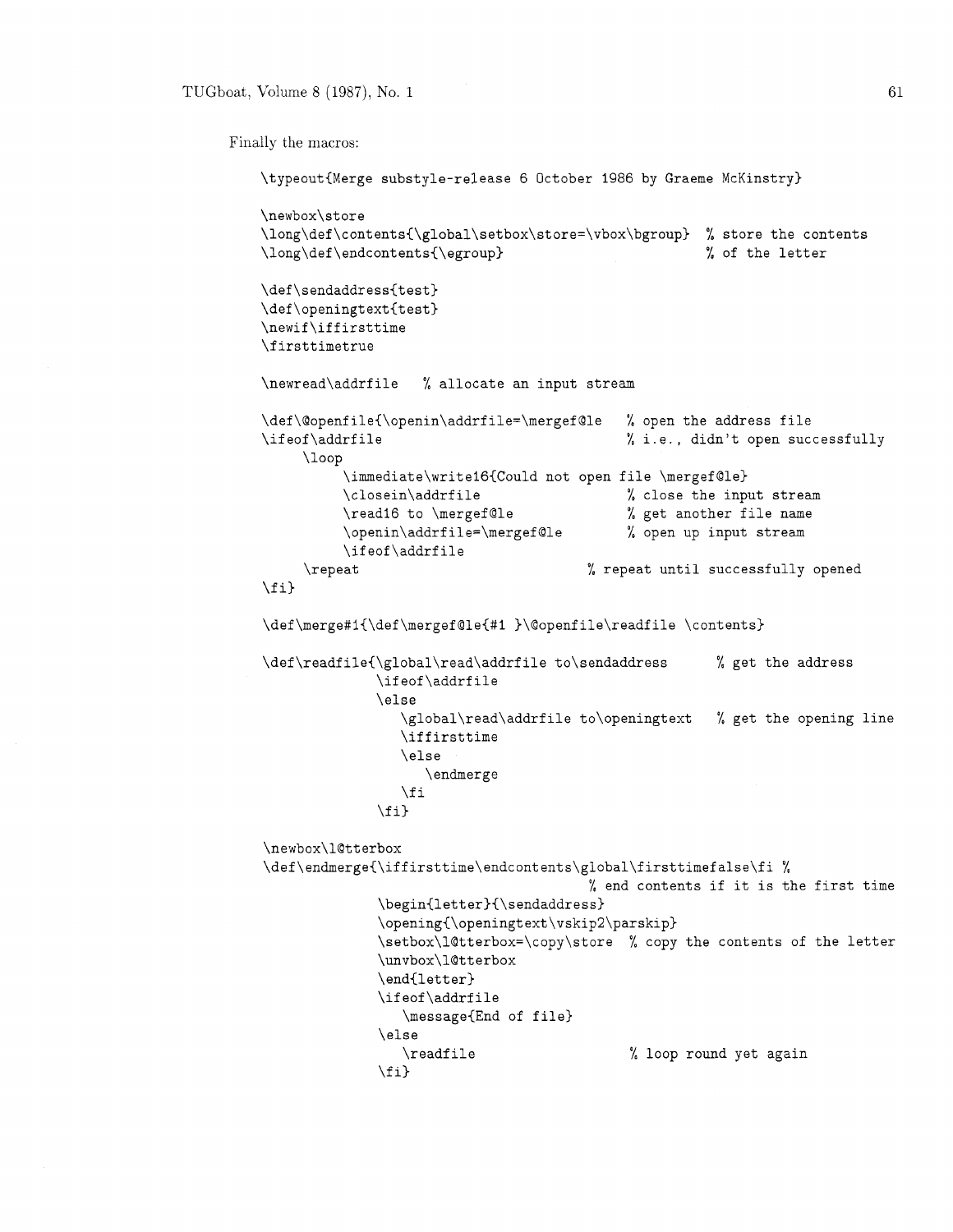Finally the macros:

```
\typeout{Merge substyle-release 6 October 1986 by Graeme McKinstry}

\newbox\store
\long\def\contents{\global\setbox\store=\vbox\bgroup}  % store the contents
\long\def\endcontents{\egroup}                          % of the letter

\def\sendaddress{test}
\def\openingtext{test}
\newif\iffirsttime
\firsttimetrue

\newread\addrfile   % allocate an input stream

\def\@openfile{\openin\addrfile=\mergef@le   % open the address file
\ifeof\addrfile                               % i.e., didn't open successfully
     \loop
          \immediate\write16{Could not open file \mergef@le}
          \closein\addrfile                   % close the input stream
          \read16 to \mergef@le               % get another file name
          \openin\addrfile=\mergef@le         % open up input stream
          \ifeof\addrfile
     \repeat                            % repeat until successfully opened
\fi}

\def\merge#1{\def\mergef@le{#1 }\@openfile\readfile \contents}

\def\readfile{\global\read\addrfile to\sendaddress      % get the address
              \ifeof\addrfile
              \else
                 \global\read\addrfile to\openingtext   % get the opening line
                 \iffirsttime
                 \else
                    \endmerge
                 \fi
              \fi}

\newbox\l@tterbox
\def\endmerge{\iffirsttime\endcontents\global\firsttimefalse\fi %
                                       % end contents if it is the first time
              \begin{letter}{\sendaddress}
              \opening{\openingtext\vskip2\parskip}
              \setbox\l@tterbox=\copy\store  % copy the contents of the letter
              \unvbox\l@tterbox
              \end{letter}
              \ifeof\addrfile
                 \message{End of file}
              \else
                 \readfile                  % loop round yet again
              \fi}
```